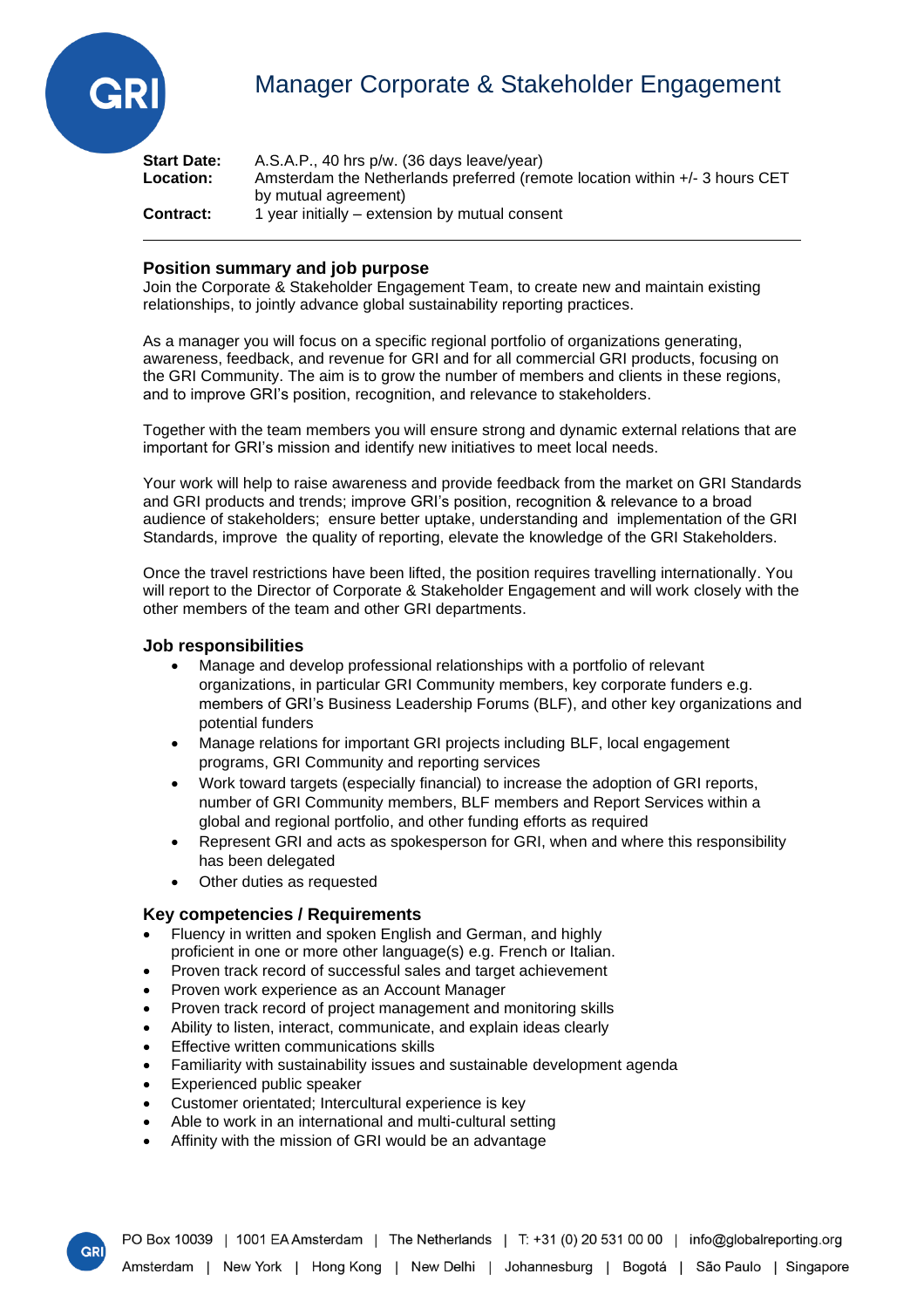# Manager Corporate & Stakeholder Engagement

**Start Date:** A.S.A.P., 40 hrs p/w. (36 days leave/year)
**Location:** Amsterdam the Netherlands preferred (remote location within +/- 3 hours CET by mutual agreement)
**Contract:** 1 year initially – extension by mutual consent

---

## Position summary and job purpose

Join the Corporate & Stakeholder Engagement Team, to create new and maintain existing relationships, to jointly advance global sustainability reporting practices.

As a manager you will focus on a specific regional portfolio of organizations generating, awareness, feedback, and revenue for GRI and for all commercial GRI products, focusing on the GRI Community. The aim is to grow the number of members and clients in these regions, and to improve GRI's position, recognition, and relevance to stakeholders.

Together with the team members you will ensure strong and dynamic external relations that are important for GRI's mission and identify new initiatives to meet local needs.

Your work will help to raise awareness and provide feedback from the market on GRI Standards and GRI products and trends; improve GRI's position, recognition & relevance to a broad audience of stakeholders; ensure better uptake, understanding and implementation of the GRI Standards, improve the quality of reporting, elevate the knowledge of the GRI Stakeholders.

Once the travel restrictions have been lifted, the position requires travelling internationally. You will report to the Director of Corporate & Stakeholder Engagement and will work closely with the other members of the team and other GRI departments.

## Job responsibilities

- Manage and develop professional relationships with a portfolio of relevant organizations, in particular GRI Community members, key corporate funders e.g. members of GRI's Business Leadership Forums (BLF), and other key organizations and potential funders
- Manage relations for important GRI projects including BLF, local engagement programs, GRI Community and reporting services
- Work toward targets (especially financial) to increase the adoption of GRI reports, number of GRI Community members, BLF members and Report Services within a global and regional portfolio, and other funding efforts as required
- Represent GRI and acts as spokesperson for GRI, when and where this responsibility has been delegated
- Other duties as requested

## Key competencies / Requirements

- Fluency in written and spoken English and German, and highly proficient in one or more other language(s) e.g. French or Italian.
- Proven track record of successful sales and target achievement
- Proven work experience as an Account Manager
- Proven track record of project management and monitoring skills
- Ability to listen, interact, communicate, and explain ideas clearly
- Effective written communications skills
- Familiarity with sustainability issues and sustainable development agenda
- Experienced public speaker
- Customer orientated; Intercultural experience is key
- Able to work in an international and multi-cultural setting
- Affinity with the mission of GRI would be an advantage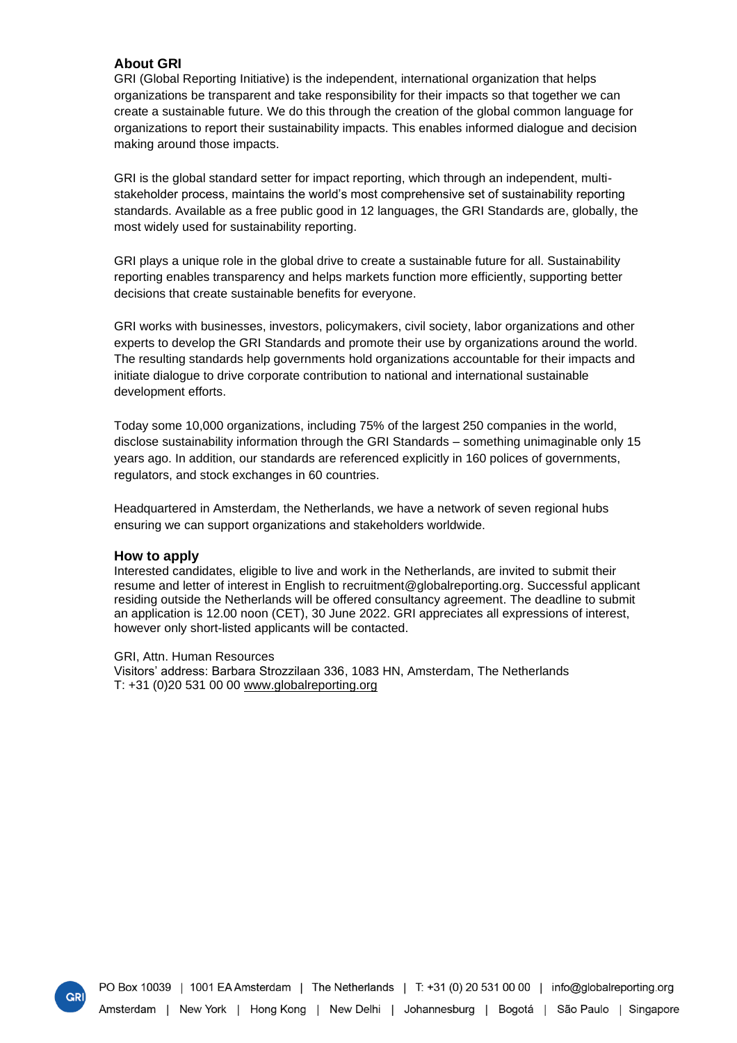## About GRI

GRI (Global Reporting Initiative) is the independent, international organization that helps organizations be transparent and take responsibility for their impacts so that together we can create a sustainable future. We do this through the creation of the global common language for organizations to report their sustainability impacts. This enables informed dialogue and decision making around those impacts.

GRI is the global standard setter for impact reporting, which through an independent, multi-stakeholder process, maintains the world's most comprehensive set of sustainability reporting standards. Available as a free public good in 12 languages, the GRI Standards are, globally, the most widely used for sustainability reporting.

GRI plays a unique role in the global drive to create a sustainable future for all. Sustainability reporting enables transparency and helps markets function more efficiently, supporting better decisions that create sustainable benefits for everyone.

GRI works with businesses, investors, policymakers, civil society, labor organizations and other experts to develop the GRI Standards and promote their use by organizations around the world. The resulting standards help governments hold organizations accountable for their impacts and initiate dialogue to drive corporate contribution to national and international sustainable development efforts.

Today some 10,000 organizations, including 75% of the largest 250 companies in the world, disclose sustainability information through the GRI Standards – something unimaginable only 15 years ago. In addition, our standards are referenced explicitly in 160 polices of governments, regulators, and stock exchanges in 60 countries.

Headquartered in Amsterdam, the Netherlands, we have a network of seven regional hubs ensuring we can support organizations and stakeholders worldwide.

## How to apply

Interested candidates, eligible to live and work in the Netherlands, are invited to submit their resume and letter of interest in English to recruitment@globalreporting.org. Successful applicant residing outside the Netherlands will be offered consultancy agreement. The deadline to submit an application is 12.00 noon (CET), 30 June 2022. GRI appreciates all expressions of interest, however only short-listed applicants will be contacted.

GRI, Attn. Human Resources
Visitors' address: Barbara Strozzilaan 336, 1083 HN, Amsterdam, The Netherlands
T: +31 (0)20 531 00 00 www.globalreporting.org